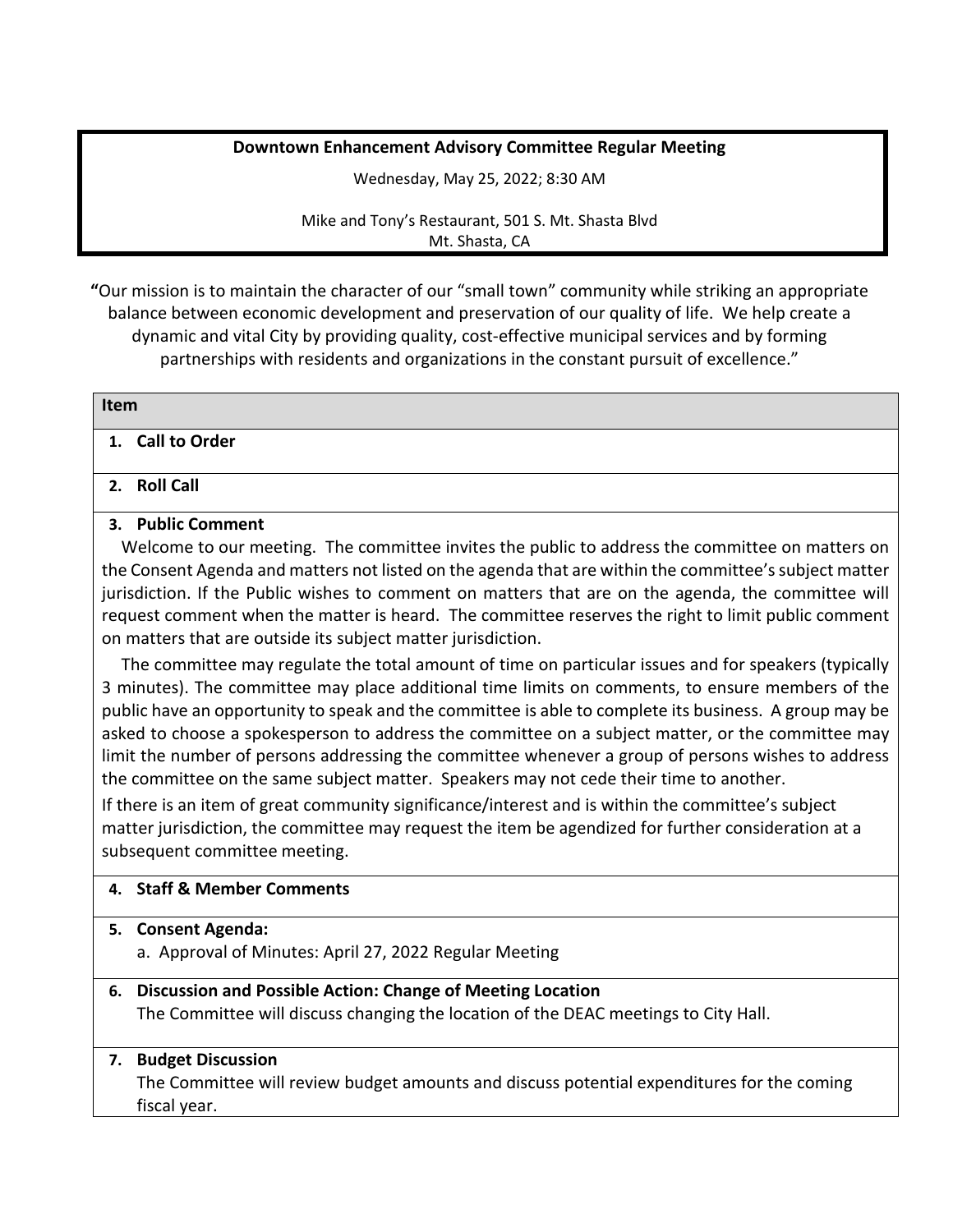**Downtown Enhancement Advisory Committee Regular Meeting**

Wednesday, May 25, 2022; 8:30 AM

Mike and Tony's Restaurant, 501 S. Mt. Shasta Blvd
Mt. Shasta, CA

"Our mission is to maintain the character of our "small town" community while striking an appropriate balance between economic development and preservation of our quality of life. We help create a dynamic and vital City by providing quality, cost-effective municipal services and by forming partnerships with residents and organizations in the constant pursuit of excellence."

| Item |
| --- |
| 1. **Call to Order** |
| 2. **Roll Call** |
| 3. **Public Comment**<br>Welcome to our meeting. The committee invites the public to address the committee on matters on the Consent Agenda and matters not listed on the agenda that are within the committee's subject matter jurisdiction. If the Public wishes to comment on matters that are on the agenda, the committee will request comment when the matter is heard. The committee reserves the right to limit public comment on matters that are outside its subject matter jurisdiction.<br>The committee may regulate the total amount of time on particular issues and for speakers (typically 3 minutes). The committee may place additional time limits on comments, to ensure members of the public have an opportunity to speak and the committee is able to complete its business. A group may be asked to choose a spokesperson to address the committee on a subject matter, or the committee may limit the number of persons addressing the committee whenever a group of persons wishes to address the committee on the same subject matter. Speakers may not cede their time to another.<br>If there is an item of great community significance/interest and is within the committee's subject matter jurisdiction, the committee may request the item be agendized for further consideration at a subsequent committee meeting. |
| 4. **Staff & Member Comments** |
| 5. **Consent Agenda:**<br>a. Approval of Minutes: April 27, 2022 Regular Meeting |
| 6. **Discussion and Possible Action: Change of Meeting Location**<br>The Committee will discuss changing the location of the DEAC meetings to City Hall. |
| 7. **Budget Discussion**<br>The Committee will review budget amounts and discuss potential expenditures for the coming fiscal year. |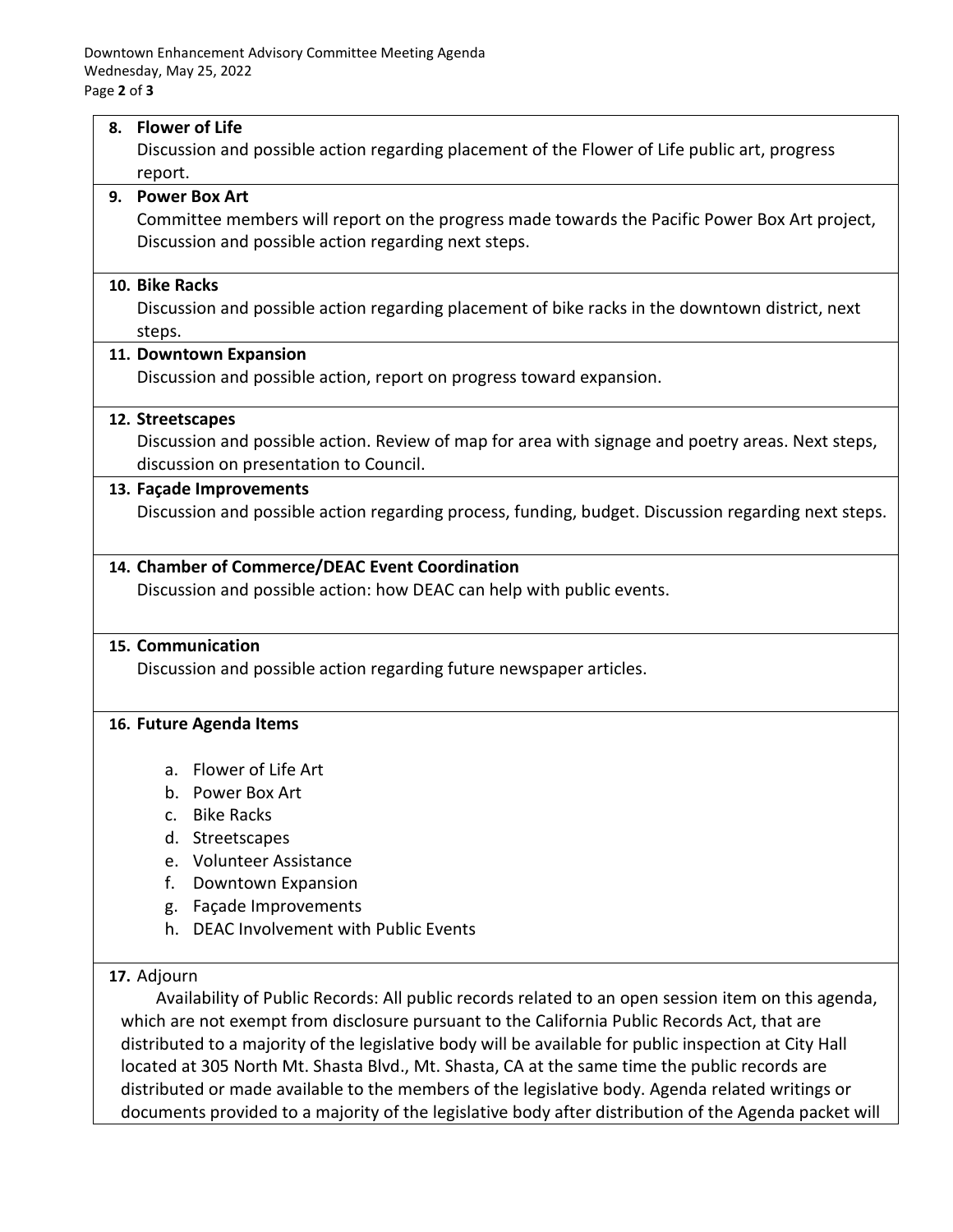**8. Flower of Life**

Discussion and possible action regarding placement of the Flower of Life public art, progress report.

**9. Power Box Art**

Committee members will report on the progress made towards the Pacific Power Box Art project, Discussion and possible action regarding next steps.

**10. Bike Racks**

Discussion and possible action regarding placement of bike racks in the downtown district, next steps.

**11. Downtown Expansion**

Discussion and possible action, report on progress toward expansion.

**12. Streetscapes**

Discussion and possible action. Review of map for area with signage and poetry areas. Next steps, discussion on presentation to Council.

**13. Façade Improvements**

Discussion and possible action regarding process, funding, budget. Discussion regarding next steps.

**14. Chamber of Commerce/DEAC Event Coordination**

Discussion and possible action: how DEAC can help with public events.

**15. Communication**

Discussion and possible action regarding future newspaper articles.

**16. Future Agenda Items**

a. Flower of Life Art
b. Power Box Art
c. Bike Racks
d. Streetscapes
e. Volunteer Assistance
f. Downtown Expansion
g. Façade Improvements
h. DEAC Involvement with Public Events

**17.** Adjourn

Availability of Public Records: All public records related to an open session item on this agenda, which are not exempt from disclosure pursuant to the California Public Records Act, that are distributed to a majority of the legislative body will be available for public inspection at City Hall located at 305 North Mt. Shasta Blvd., Mt. Shasta, CA at the same time the public records are distributed or made available to the members of the legislative body. Agenda related writings or documents provided to a majority of the legislative body after distribution of the Agenda packet will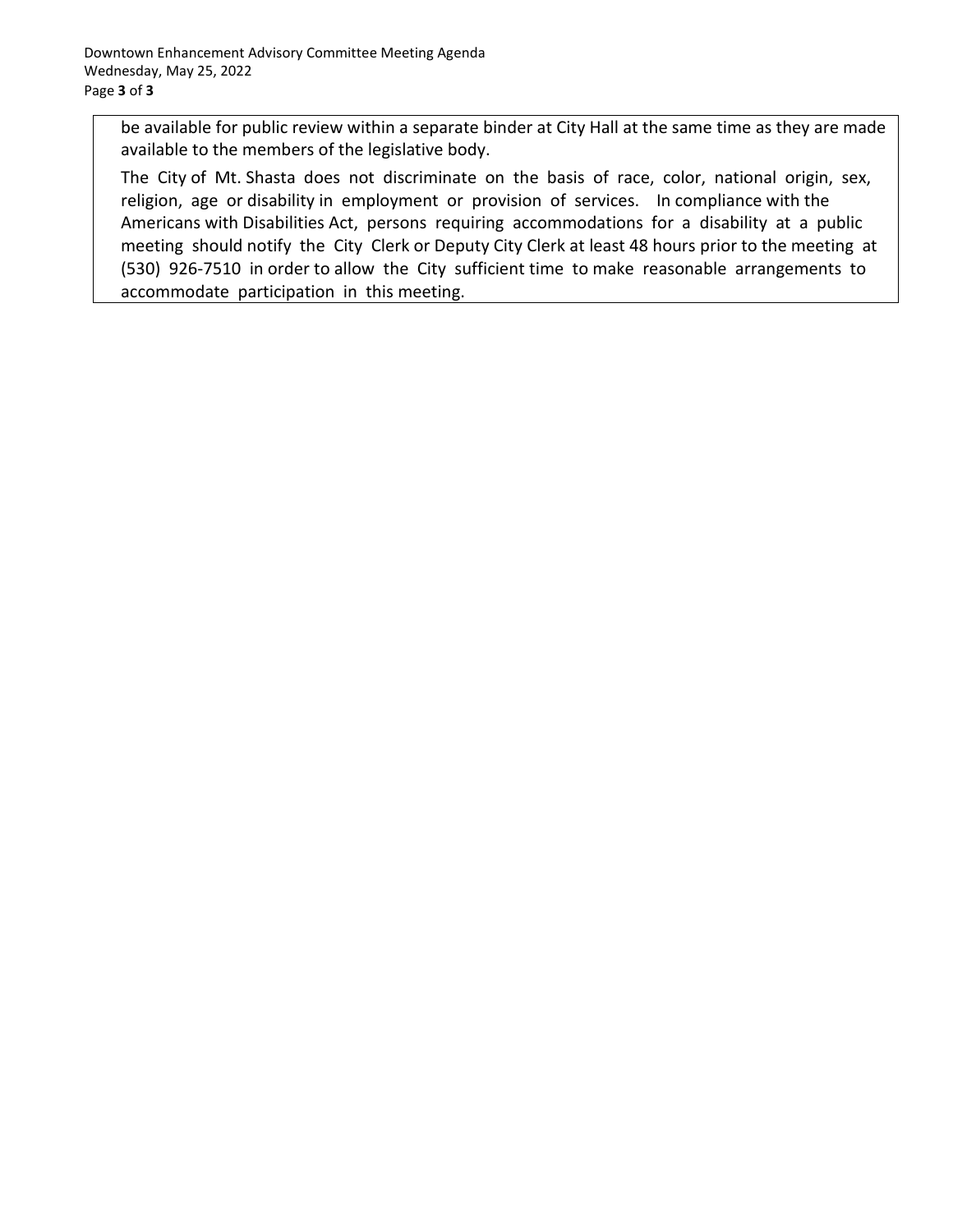be available for public review within a separate binder at City Hall at the same time as they are made available to the members of the legislative body.

The City of Mt. Shasta does not discriminate on the basis of race, color, national origin, sex, religion, age or disability in employment or provision of services. In compliance with the Americans with Disabilities Act, persons requiring accommodations for a disability at a public meeting should notify the City Clerk or Deputy City Clerk at least 48 hours prior to the meeting at (530) 926-7510 in order to allow the City sufficient time to make reasonable arrangements to accommodate participation in this meeting.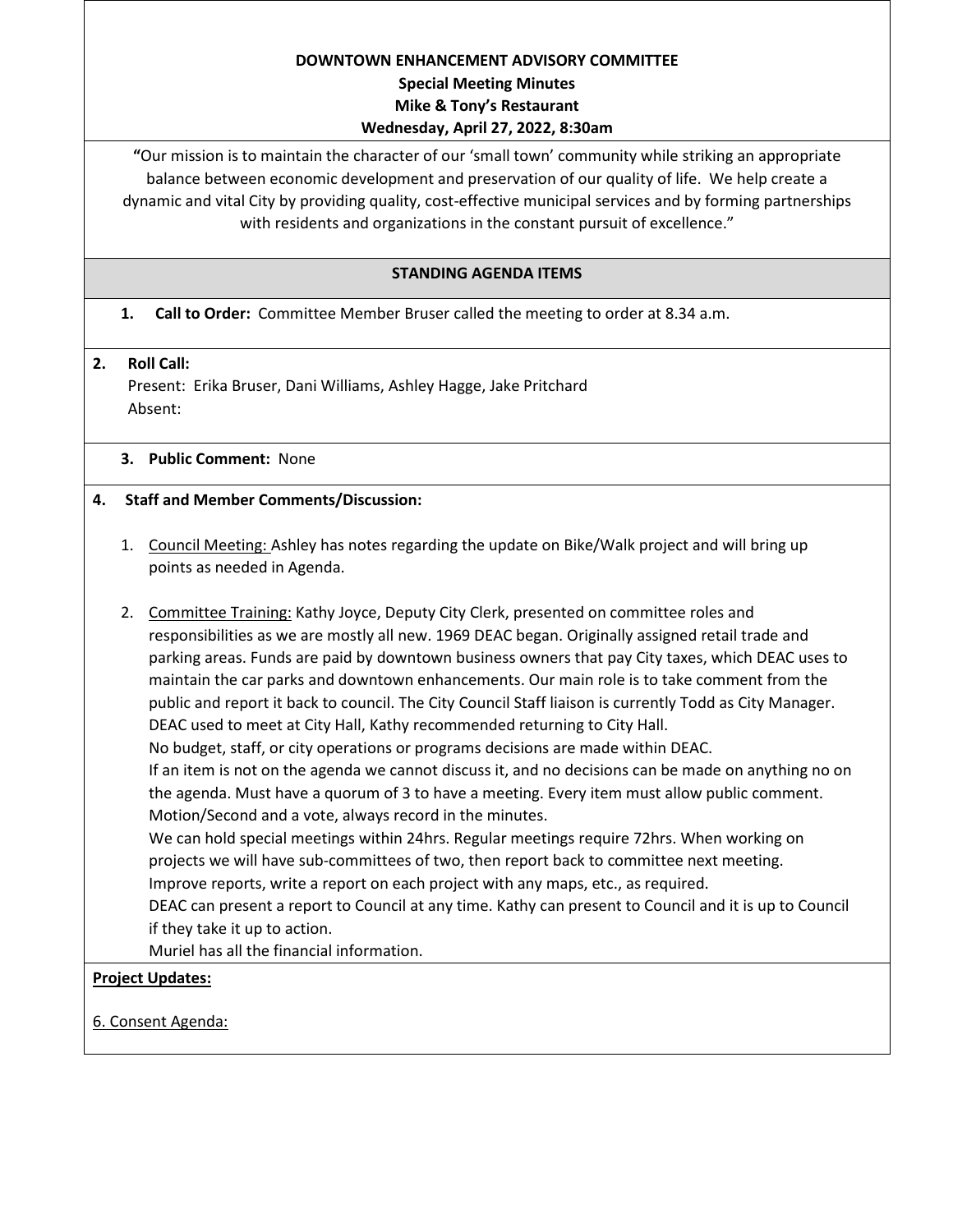**DOWNTOWN ENHANCEMENT ADVISORY COMMITTEE**
**Special Meeting Minutes**
**Mike & Tony's Restaurant**
**Wednesday, April 27, 2022, 8:30am**

**"**Our mission is to maintain the character of our 'small town' community while striking an appropriate balance between economic development and preservation of our quality of life. We help create a dynamic and vital City by providing quality, cost-effective municipal services and by forming partnerships with residents and organizations in the constant pursuit of excellence."

## STANDING AGENDA ITEMS

1. **Call to Order:** Committee Member Bruser called the meeting to order at 8.34 a.m.

2. **Roll Call:**
   Present: Erika Bruser, Dani Williams, Ashley Hagge, Jake Pritchard
   Absent:

3. **Public Comment:** None

4. **Staff and Member Comments/Discussion:**

   1. Council Meeting: Ashley has notes regarding the update on Bike/Walk project and will bring up points as needed in Agenda.

   2. Committee Training: Kathy Joyce, Deputy City Clerk, presented on committee roles and responsibilities as we are mostly all new. 1969 DEAC began. Originally assigned retail trade and parking areas. Funds are paid by downtown business owners that pay City taxes, which DEAC uses to maintain the car parks and downtown enhancements. Our main role is to take comment from the public and report it back to council. The City Council Staff liaison is currently Todd as City Manager. DEAC used to meet at City Hall, Kathy recommended returning to City Hall.
      No budget, staff, or city operations or programs decisions are made within DEAC.
      If an item is not on the agenda we cannot discuss it, and no decisions can be made on anything no on the agenda. Must have a quorum of 3 to have a meeting. Every item must allow public comment. Motion/Second and a vote, always record in the minutes.
      We can hold special meetings within 24hrs. Regular meetings require 72hrs. When working on projects we will have sub-committees of two, then report back to committee next meeting.
      Improve reports, write a report on each project with any maps, etc., as required.
      DEAC can present a report to Council at any time. Kathy can present to Council and it is up to Council if they take it up to action.
      Muriel has all the financial information.

**Project Updates:**

6. Consent Agenda: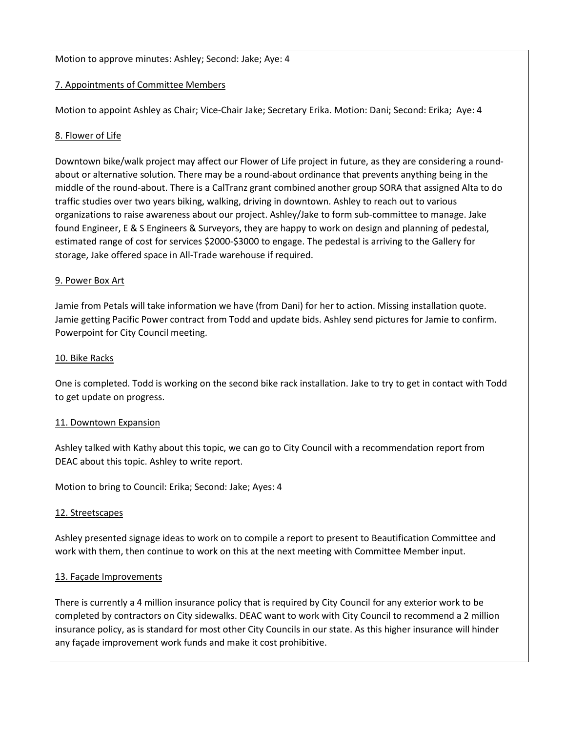Motion to approve minutes: Ashley; Second: Jake; Aye: 4

7. Appointments of Committee Members

Motion to appoint Ashley as Chair; Vice-Chair Jake; Secretary Erika. Motion: Dani; Second: Erika; Aye: 4

8. Flower of Life

Downtown bike/walk project may affect our Flower of Life project in future, as they are considering a round-about or alternative solution. There may be a round-about ordinance that prevents anything being in the middle of the round-about. There is a CalTranz grant combined another group SORA that assigned Alta to do traffic studies over two years biking, walking, driving in downtown. Ashley to reach out to various organizations to raise awareness about our project. Ashley/Jake to form sub-committee to manage. Jake found Engineer, E & S Engineers & Surveyors, they are happy to work on design and planning of pedestal, estimated range of cost for services $2000-$3000 to engage. The pedestal is arriving to the Gallery for storage, Jake offered space in All-Trade warehouse if required.

9. Power Box Art

Jamie from Petals will take information we have (from Dani) for her to action. Missing installation quote. Jamie getting Pacific Power contract from Todd and update bids. Ashley send pictures for Jamie to confirm. Powerpoint for City Council meeting.

10. Bike Racks

One is completed. Todd is working on the second bike rack installation. Jake to try to get in contact with Todd to get update on progress.

11. Downtown Expansion

Ashley talked with Kathy about this topic, we can go to City Council with a recommendation report from DEAC about this topic. Ashley to write report.

Motion to bring to Council: Erika; Second: Jake; Ayes: 4

12. Streetscapes

Ashley presented signage ideas to work on to compile a report to present to Beautification Committee and work with them, then continue to work on this at the next meeting with Committee Member input.

13. Façade Improvements

There is currently a 4 million insurance policy that is required by City Council for any exterior work to be completed by contractors on City sidewalks. DEAC want to work with City Council to recommend a 2 million insurance policy, as is standard for most other City Councils in our state. As this higher insurance will hinder any façade improvement work funds and make it cost prohibitive.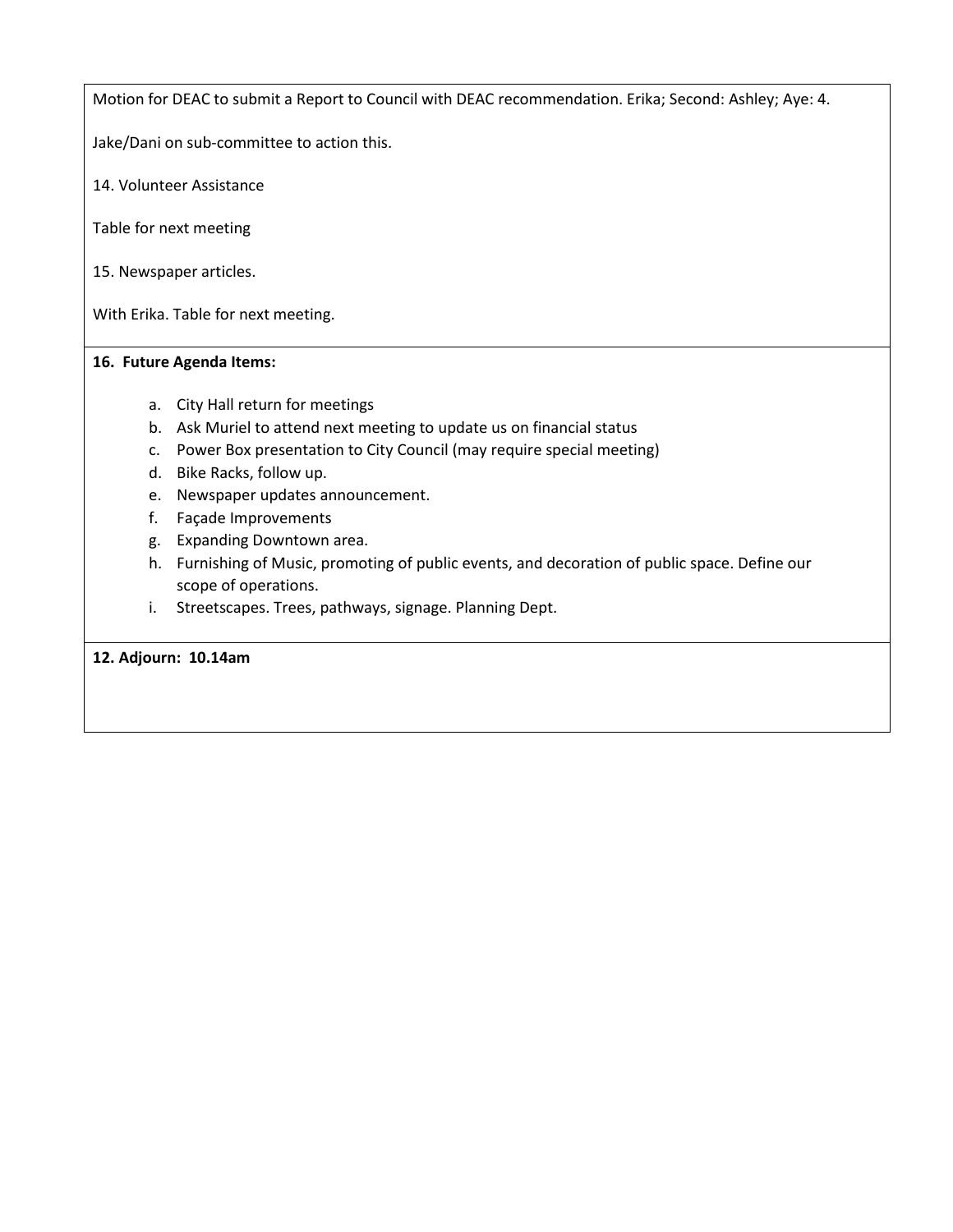Motion for DEAC to submit a Report to Council with DEAC recommendation. Erika; Second: Ashley; Aye: 4.

Jake/Dani on sub-committee to action this.

14. Volunteer Assistance

Table for next meeting

15. Newspaper articles.

With Erika. Table for next meeting.

**16. Future Agenda Items:**

a. City Hall return for meetings
b. Ask Muriel to attend next meeting to update us on financial status
c. Power Box presentation to City Council (may require special meeting)
d. Bike Racks, follow up.
e. Newspaper updates announcement.
f. Façade Improvements
g. Expanding Downtown area.
h. Furnishing of Music, promoting of public events, and decoration of public space. Define our scope of operations.
i. Streetscapes. Trees, pathways, signage. Planning Dept.

**12. Adjourn: 10.14am**